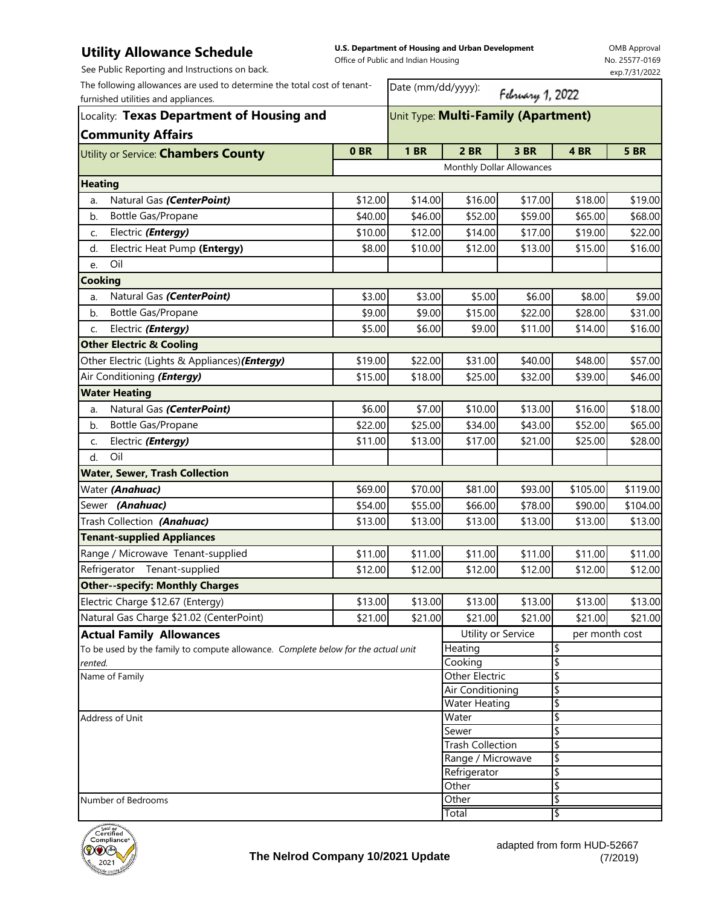# Utility Allowance Schedule

**U.S. Department of Housing and Urban Development**
Office of Public and Indian Housing

OMB Approval
No. 25577-0169
exp.7/31/2022

See Public Reporting and Instructions on back.

The following allowances are used to determine the total cost of tenant-furnished utilities and appliances.

Date (mm/dd/yyyy): February 1, 2022

Locality: **Texas Department of Housing and Community Affairs**

Unit Type: **Multi-Family (Apartment)**

| Utility or Service: **Chambers County** | 0 BR | 1 BR | 2 BR | 3 BR | 4 BR | 5 BR |
|---|---|---|---|---|---|---|
| | Monthly Dollar Allowances | | | | | |
| **Heating** | | | | | | |
| a. Natural Gas ***(CenterPoint)*** | $12.00 | $14.00 | $16.00 | $17.00 | $18.00 | $19.00 |
| b. Bottle Gas/Propane | $40.00 | $46.00 | $52.00 | $59.00 | $65.00 | $68.00 |
| c. Electric ***(Entergy)*** | $10.00 | $12.00 | $14.00 | $17.00 | $19.00 | $22.00 |
| d. Electric Heat Pump **(Entergy)** | $8.00 | $10.00 | $12.00 | $13.00 | $15.00 | $16.00 |
| e. Oil | | | | | | |
| **Cooking** | | | | | | |
| a. Natural Gas ***(CenterPoint)*** | $3.00 | $3.00 | $5.00 | $6.00 | $8.00 | $9.00 |
| b. Bottle Gas/Propane | $9.00 | $9.00 | $15.00 | $22.00 | $28.00 | $31.00 |
| c. Electric ***(Entergy)*** | $5.00 | $6.00 | $9.00 | $11.00 | $14.00 | $16.00 |
| **Other Electric & Cooling** | | | | | | |
| Other Electric (Lights & Appliances) ***(Entergy)*** | $19.00 | $22.00 | $31.00 | $40.00 | $48.00 | $57.00 |
| Air Conditioning ***(Entergy)*** | $15.00 | $18.00 | $25.00 | $32.00 | $39.00 | $46.00 |
| **Water Heating** | | | | | | |
| a. Natural Gas ***(CenterPoint)*** | $6.00 | $7.00 | $10.00 | $13.00 | $16.00 | $18.00 |
| b. Bottle Gas/Propane | $22.00 | $25.00 | $34.00 | $43.00 | $52.00 | $65.00 |
| c. Electric ***(Entergy)*** | $11.00 | $13.00 | $17.00 | $21.00 | $25.00 | $28.00 |
| d. Oil | | | | | | |
| **Water, Sewer, Trash Collection** | | | | | | |
| Water ***(Anahuac)*** | $69.00 | $70.00 | $81.00 | $93.00 | $105.00 | $119.00 |
| Sewer ***(Anahuac)*** | $54.00 | $55.00 | $66.00 | $78.00 | $90.00 | $104.00 |
| Trash Collection ***(Anahuac)*** | $13.00 | $13.00 | $13.00 | $13.00 | $13.00 | $13.00 |
| **Tenant-supplied Appliances** | | | | | | |
| Range / Microwave Tenant-supplied | $11.00 | $11.00 | $11.00 | $11.00 | $11.00 | $11.00 |
| Refrigerator Tenant-supplied | $12.00 | $12.00 | $12.00 | $12.00 | $12.00 | $12.00 |
| **Other--specify: Monthly Charges** | | | | | | |
| Electric Charge $12.67 (Entergy) | $13.00 | $13.00 | $13.00 | $13.00 | $13.00 | $13.00 |
| Natural Gas Charge $21.02 (CenterPoint) | $21.00 | $21.00 | $21.00 | $21.00 | $21.00 | $21.00 |

**Actual Family Allowances**

To be used by the family to compute allowance. *Complete below for the actual unit rented.*

Name of Family

Address of Unit

Number of Bedrooms

| Utility or Service | per month cost |
|---|---|
| Heating | $ |
| Cooking | $ |
| Other Electric | $ |
| Air Conditioning | $ |
| Water Heating | $ |
| Water | $ |
| Sewer | $ |
| Trash Collection | $ |
| Range / Microwave | $ |
| Refrigerator | $ |
| Other | $ |
| Other | $ |
| Total | $ |

**The Nelrod Company 10/2021 Update**

adapted from form HUD-52667 (7/2019)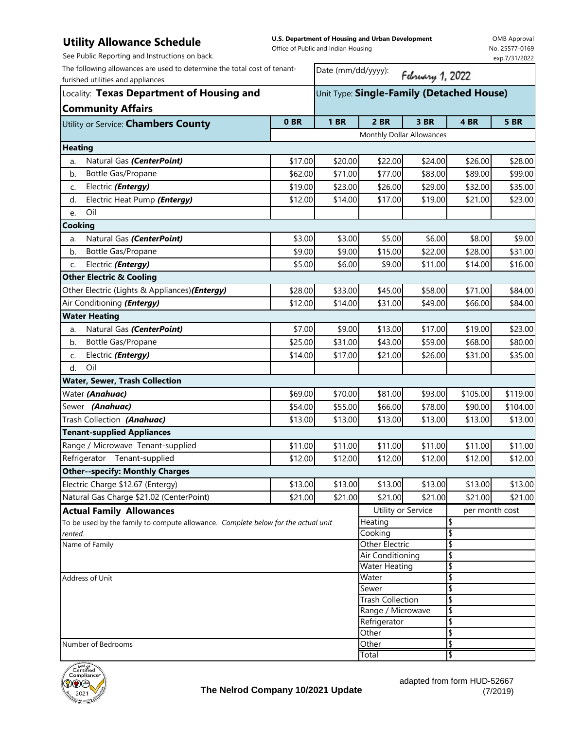## Utility Allowance Schedule

See Public Reporting and Instructions on back.

**U.S. Department of Housing and Urban Development**
Office of Public and Indian Housing

OMB Approval
No. 25577-0169
exp.7/31/2022

The following allowances are used to determine the total cost of tenant-furished utilities and appliances.

Date (mm/dd/yyyy): February 1, 2022

Locality: **Texas Department of Housing and Community Affairs**

Unit Type: **Single-Family (Detached House)**

| Utility or Service: **Chambers County** | 0 BR | 1 BR | 2 BR | 3 BR | 4 BR | 5 BR |
|---|---|---|---|---|---|---|
| | Monthly Dollar Allowances | | | | | |
| **Heating** | | | | | | |
| a. Natural Gas ***(CenterPoint)*** | $17.00 | $20.00 | $22.00 | $24.00 | $26.00 | $28.00 |
| b. Bottle Gas/Propane | $62.00 | $71.00 | $77.00 | $83.00 | $89.00 | $99.00 |
| c. Electric ***(Entergy)*** | $19.00 | $23.00 | $26.00 | $29.00 | $32.00 | $35.00 |
| d. Electric Heat Pump ***(Entergy)*** | $12.00 | $14.00 | $17.00 | $19.00 | $21.00 | $23.00 |
| e. Oil | | | | | | |
| **Cooking** | | | | | | |
| a. Natural Gas ***(CenterPoint)*** | $3.00 | $3.00 | $5.00 | $6.00 | $8.00 | $9.00 |
| b. Bottle Gas/Propane | $9.00 | $9.00 | $15.00 | $22.00 | $28.00 | $31.00 |
| c. Electric ***(Entergy)*** | $5.00 | $6.00 | $9.00 | $11.00 | $14.00 | $16.00 |
| **Other Electric & Cooling** | | | | | | |
| Other Electric (Lights & Appliances)***(Entergy)*** | $28.00 | $33.00 | $45.00 | $58.00 | $71.00 | $84.00 |
| Air Conditioning ***(Entergy)*** | $12.00 | $14.00 | $31.00 | $49.00 | $66.00 | $84.00 |
| **Water Heating** | | | | | | |
| a. Natural Gas ***(CenterPoint)*** | $7.00 | $9.00 | $13.00 | $17.00 | $19.00 | $23.00 |
| b. Bottle Gas/Propane | $25.00 | $31.00 | $43.00 | $59.00 | $68.00 | $80.00 |
| c. Electric ***(Entergy)*** | $14.00 | $17.00 | $21.00 | $26.00 | $31.00 | $35.00 |
| d. Oil | | | | | | |
| **Water, Sewer, Trash Collection** | | | | | | |
| Water ***(Anahuac)*** | $69.00 | $70.00 | $81.00 | $93.00 | $105.00 | $119.00 |
| Sewer ***(Anahuac)*** | $54.00 | $55.00 | $66.00 | $78.00 | $90.00 | $104.00 |
| Trash Collection ***(Anahuac)*** | $13.00 | $13.00 | $13.00 | $13.00 | $13.00 | $13.00 |
| **Tenant-supplied Appliances** | | | | | | |
| Range / Microwave Tenant-supplied | $11.00 | $11.00 | $11.00 | $11.00 | $11.00 | $11.00 |
| Refrigerator Tenant-supplied | $12.00 | $12.00 | $12.00 | $12.00 | $12.00 | $12.00 |
| **Other--specify: Monthly Charges** | | | | | | |
| Electric Charge $12.67 (Entergy) | $13.00 | $13.00 | $13.00 | $13.00 | $13.00 | $13.00 |
| Natural Gas Charge $21.02 (CenterPoint) | $21.00 | $21.00 | $21.00 | $21.00 | $21.00 | $21.00 |

**Actual Family Allowances**

To be used by the family to compute allowance. *Complete below for the actual unit rented.*

Name of Family

Address of Unit

Number of Bedrooms

| Utility or Service | per month cost |
|---|---|
| Heating | $ |
| Cooking | $ |
| Other Electric | $ |
| Air Conditioning | $ |
| Water Heating | $ |
| Water | $ |
| Sewer | $ |
| Trash Collection | $ |
| Range / Microwave | $ |
| Refrigerator | $ |
| Other | $ |
| Other | $ |
| Total | $ |

Seal of Certified Compliance 2021

**The Nelrod Company 10/2021 Update**

adapted from form HUD-52667 (7/2019)